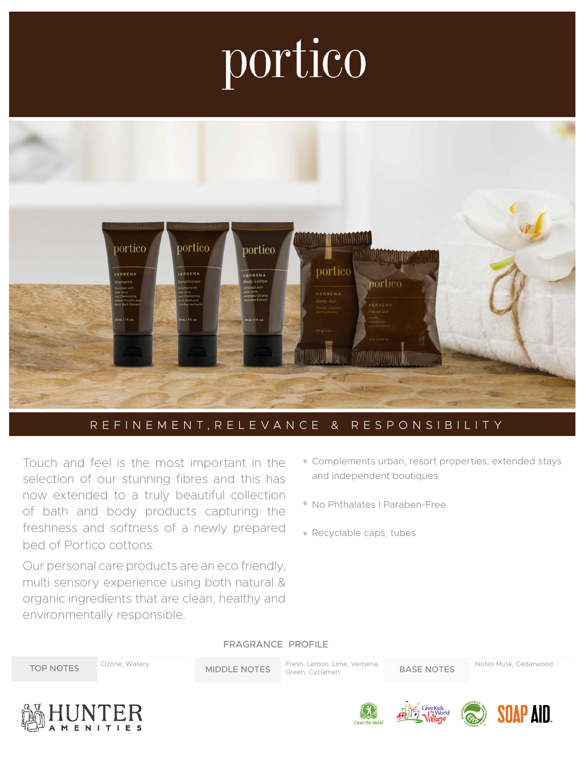# portico

## REFINEMENT, RELEVANCE & RESPONSIBILITY

Touch and feel is the most important in the selection of our stunning fibres and this has now extended to a truly beautiful collection of bath and body products capturing the freshness and softness of a newly prepared bed of Portico cottons.

Our personal care products are an eco friendly, multi sensory experience using both natural & organic ingredients that are clean, healthy and environmentally responsible.

- Complements urban, resort properties, extended stays and independent boutiques
- No Phthalates | Paraben-Free
- Recyclable caps, tubes

### FRAGRANCE PROFILE

| TOP NOTES | Ozone, Watery | MIDDLE NOTES | Fresh, Lemon, Lime, Verbena, Green, Cyclamen | BASE NOTES | Notes Musk, Cedarwood |
|---|---|---|---|---|---|

HUNTER AMENITIES

Clean the World | Give Kids the World Village | SOAP AID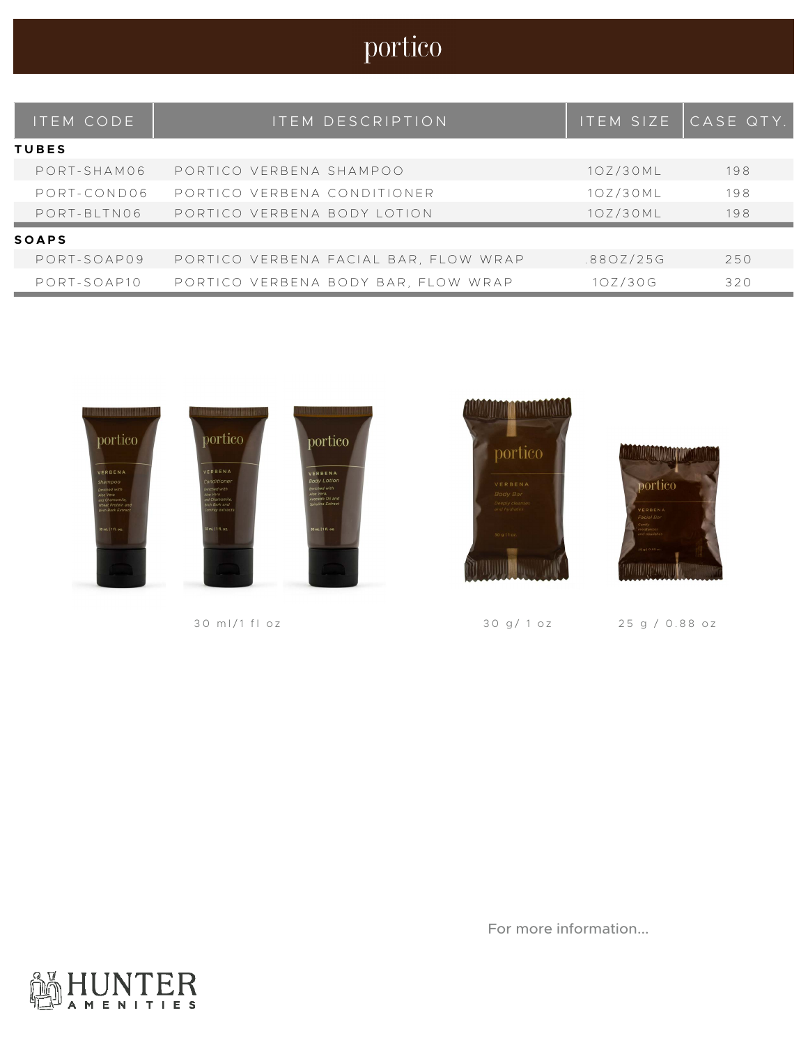# portico

| ITEM CODE | ITEM DESCRIPTION | ITEM SIZE | CASE QTY. |
|---|---|---|---|
| **TUBES** | | | |
| PORT-SHAM06 | PORTICO VERBENA SHAMPOO | 1OZ/30ML | 198 |
| PORT-COND06 | PORTICO VERBENA CONDITIONER | 1OZ/30ML | 198 |
| PORT-BLTN06 | PORTICO VERBENA BODY LOTION | 1OZ/30ML | 198 |
| **SOAPS** | | | |
| PORT-SOAP09 | PORTICO VERBENA FACIAL BAR, FLOW WRAP | .88OZ/25G | 250 |
| PORT-SOAP10 | PORTICO VERBENA BODY BAR, FLOW WRAP | 1OZ/30G | 320 |

30 ml/1 fl oz

30 g/ 1 oz

25 g / 0.88 oz

For more information...

HUNTER AMENITIES